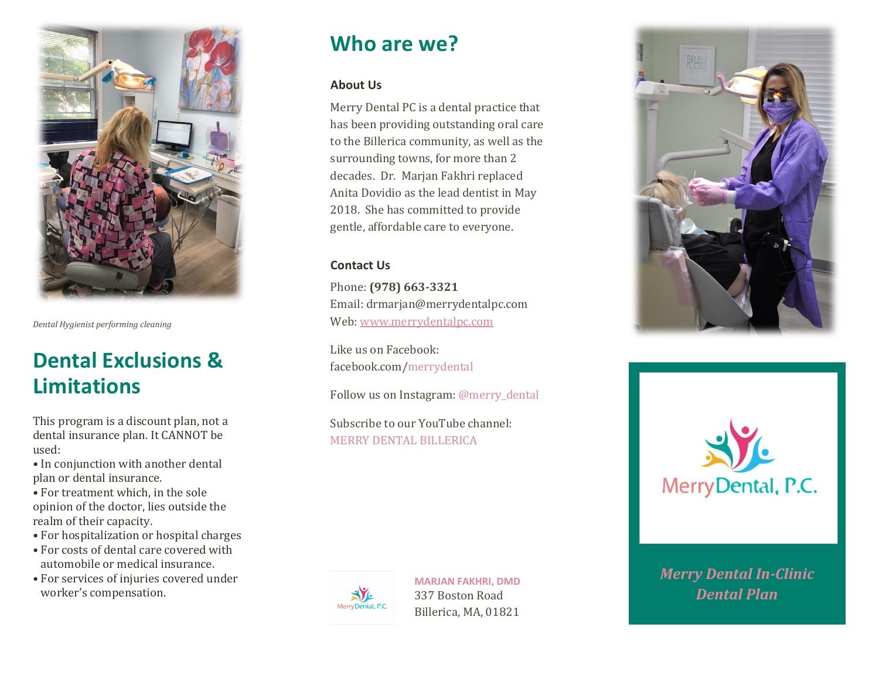*Dental Hygienist performing cleaning*

## Dental Exclusions & Limitations

This program is a discount plan, not a dental insurance plan. It CANNOT be used:

- In conjunction with another dental plan or dental insurance.
- For treatment which, in the sole opinion of the doctor, lies outside the realm of their capacity.
- For hospitalization or hospital charges
- For costs of dental care covered with automobile or medical insurance.
- For services of injuries covered under worker's compensation.

## Who are we?

### About Us

Merry Dental PC is a dental practice that has been providing outstanding oral care to the Billerica community, as well as the surrounding towns, for more than 2 decades. Dr. Marjan Fakhri replaced Anita Dovidio as the lead dentist in May 2018. She has committed to provide gentle, affordable care to everyone.

### Contact Us

Phone: **(978) 663-3321**
Email: drmarjan@merrydentalpc.com
Web: www.merrydentalpc.com

Like us on Facebook:
facebook.com/merrydental

Follow us on Instagram: @merry_dental

Subscribe to our YouTube channel:
MERRY DENTAL BILLERICA

**MARJAN FAKHRI, DMD**
337 Boston Road
Billerica, MA, 01821

MerryDental, P.C.

*Merry Dental In-Clinic Dental Plan*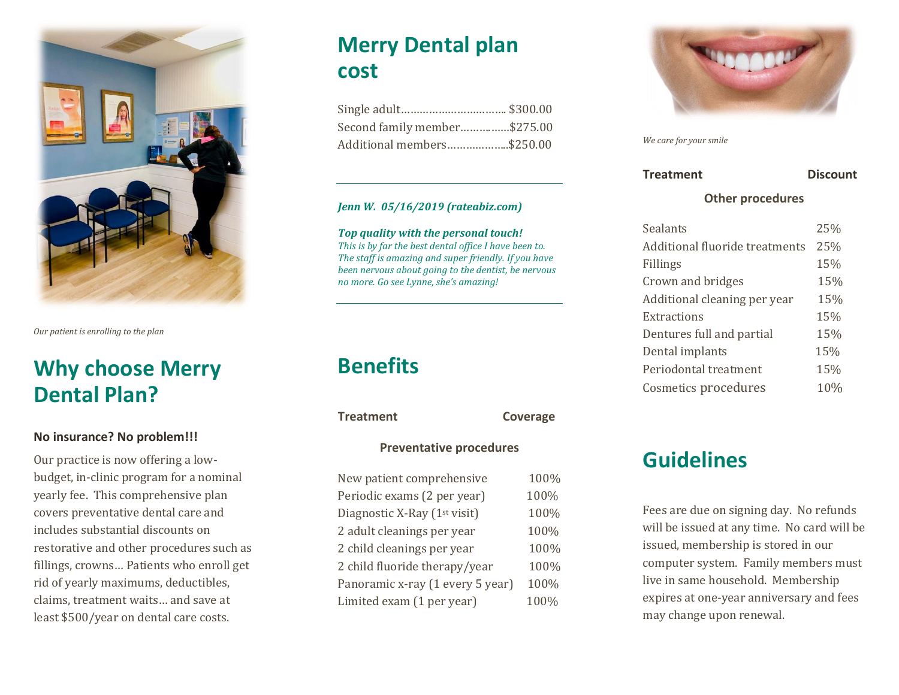*Our patient is enrolling to the plan*

## Why choose Merry Dental Plan?

**No insurance? No problem!!!**

Our practice is now offering a low-budget, in-clinic program for a nominal yearly fee. This comprehensive plan covers preventative dental care and includes substantial discounts on restorative and other procedures such as fillings, crowns… Patients who enroll get rid of yearly maximums, deductibles, claims, treatment waits… and save at least $500/year on dental care costs.

## Merry Dental plan cost

Single adult…………………………….. $300.00
Second family member……………..$275.00
Additional members………………...$250.00

---

***Jenn W. 05/16/2019 (rateabiz.com)***

***Top quality with the personal touch!***
*This is by far the best dental office I have been to. The staff is amazing and super friendly. If you have been nervous about going to the dentist, be nervous no more. Go see Lynne, she's amazing!*

---

## Benefits

| Treatment | Coverage |
|---|---|
| **Preventative procedures** | |
| New patient comprehensive | 100% |
| Periodic exams (2 per year) | 100% |
| Diagnostic X-Ray (1st visit) | 100% |
| 2 adult cleanings per year | 100% |
| 2 child cleanings per year | 100% |
| 2 child fluoride therapy/year | 100% |
| Panoramic x-ray (1 every 5 year) | 100% |
| Limited exam (1 per year) | 100% |

*We care for your smile*

| Treatment | Discount |
|---|---|
| **Other procedures** | |
| Sealants | 25% |
| Additional fluoride treatments | 25% |
| Fillings | 15% |
| Crown and bridges | 15% |
| Additional cleaning per year | 15% |
| Extractions | 15% |
| Dentures full and partial | 15% |
| Dental implants | 15% |
| Periodontal treatment | 15% |
| Cosmetics procedures | 10% |

## Guidelines

Fees are due on signing day. No refunds will be issued at any time. No card will be issued, membership is stored in our computer system. Family members must live in same household. Membership expires at one-year anniversary and fees may change upon renewal.